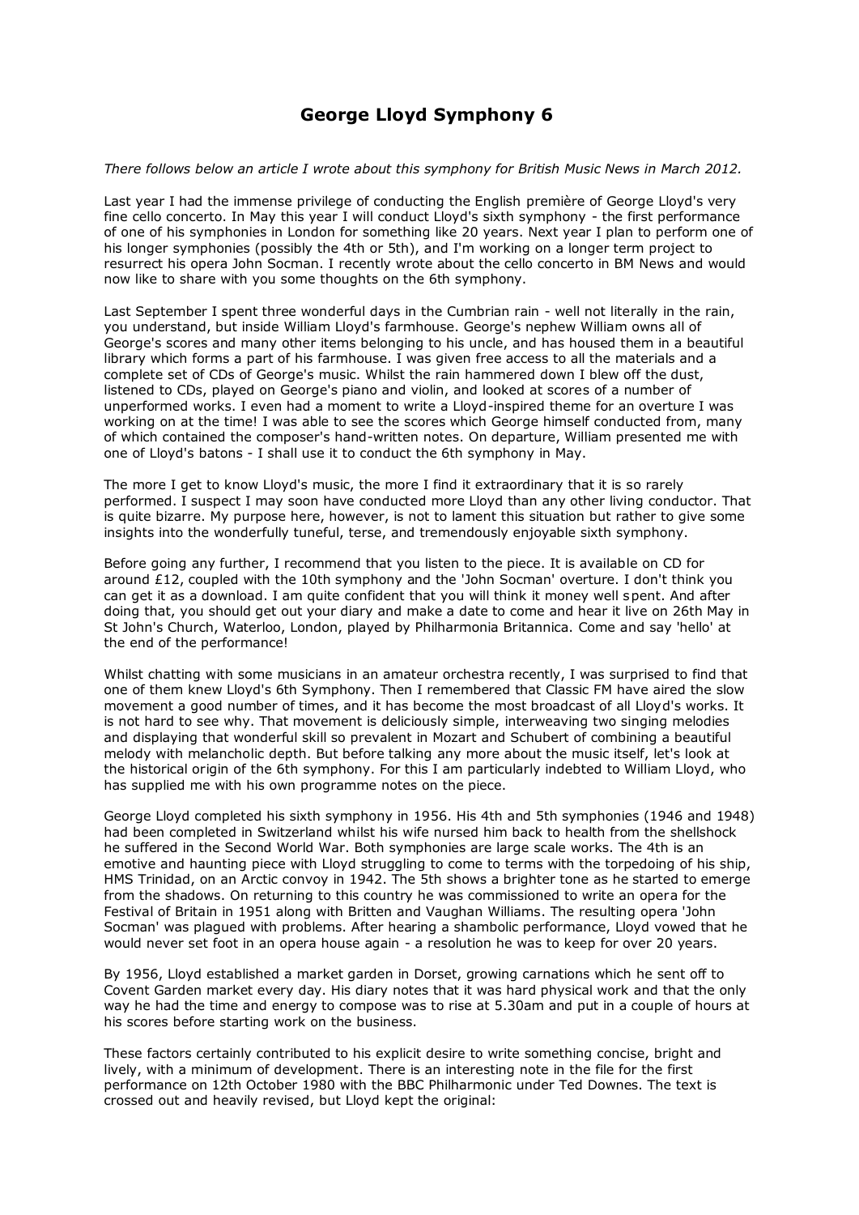# George Lloyd Symphony 6

*There follows below an article I wrote about this symphony for British Music News in March 2012.*

Last year I had the immense privilege of conducting the English première of George Lloyd's very fine cello concerto. In May this year I will conduct Lloyd's sixth symphony - the first performance of one of his symphonies in London for something like 20 years. Next year I plan to perform one of his longer symphonies (possibly the 4th or 5th), and I'm working on a longer term project to resurrect his opera John Socman. I recently wrote about the cello concerto in BM News and would now like to share with you some thoughts on the 6th symphony.

Last September I spent three wonderful days in the Cumbrian rain - well not literally in the rain, you understand, but inside William Lloyd's farmhouse. George's nephew William owns all of George's scores and many other items belonging to his uncle, and has housed them in a beautiful library which forms a part of his farmhouse. I was given free access to all the materials and a complete set of CDs of George's music. Whilst the rain hammered down I blew off the dust, listened to CDs, played on George's piano and violin, and looked at scores of a number of unperformed works. I even had a moment to write a Lloyd-inspired theme for an overture I was working on at the time! I was able to see the scores which George himself conducted from, many of which contained the composer's hand-written notes. On departure, William presented me with one of Lloyd's batons - I shall use it to conduct the 6th symphony in May.

The more I get to know Lloyd's music, the more I find it extraordinary that it is so rarely performed. I suspect I may soon have conducted more Lloyd than any other living conductor. That is quite bizarre. My purpose here, however, is not to lament this situation but rather to give some insights into the wonderfully tuneful, terse, and tremendously enjoyable sixth symphony.

Before going any further, I recommend that you listen to the piece. It is available on CD for around £12, coupled with the 10th symphony and the 'John Socman' overture. I don't think you can get it as a download. I am quite confident that you will think it money well spent. And after doing that, you should get out your diary and make a date to come and hear it live on 26th May in St John's Church, Waterloo, London, played by Philharmonia Britannica. Come and say 'hello' at the end of the performance!

Whilst chatting with some musicians in an amateur orchestra recently, I was surprised to find that one of them knew Lloyd's 6th Symphony. Then I remembered that Classic FM have aired the slow movement a good number of times, and it has become the most broadcast of all Lloyd's works. It is not hard to see why. That movement is deliciously simple, interweaving two singing melodies and displaying that wonderful skill so prevalent in Mozart and Schubert of combining a beautiful melody with melancholic depth. But before talking any more about the music itself, let's look at the historical origin of the 6th symphony. For this I am particularly indebted to William Lloyd, who has supplied me with his own programme notes on the piece.

George Lloyd completed his sixth symphony in 1956. His 4th and 5th symphonies (1946 and 1948) had been completed in Switzerland whilst his wife nursed him back to health from the shellshock he suffered in the Second World War. Both symphonies are large scale works. The 4th is an emotive and haunting piece with Lloyd struggling to come to terms with the torpedoing of his ship, HMS Trinidad, on an Arctic convoy in 1942. The 5th shows a brighter tone as he started to emerge from the shadows. On returning to this country he was commissioned to write an opera for the Festival of Britain in 1951 along with Britten and Vaughan Williams. The resulting opera 'John Socman' was plagued with problems. After hearing a shambolic performance, Lloyd vowed that he would never set foot in an opera house again - a resolution he was to keep for over 20 years.

By 1956, Lloyd established a market garden in Dorset, growing carnations which he sent off to Covent Garden market every day. His diary notes that it was hard physical work and that the only way he had the time and energy to compose was to rise at 5.30am and put in a couple of hours at his scores before starting work on the business.

These factors certainly contributed to his explicit desire to write something concise, bright and lively, with a minimum of development. There is an interesting note in the file for the first performance on 12th October 1980 with the BBC Philharmonic under Ted Downes. The text is crossed out and heavily revised, but Lloyd kept the original: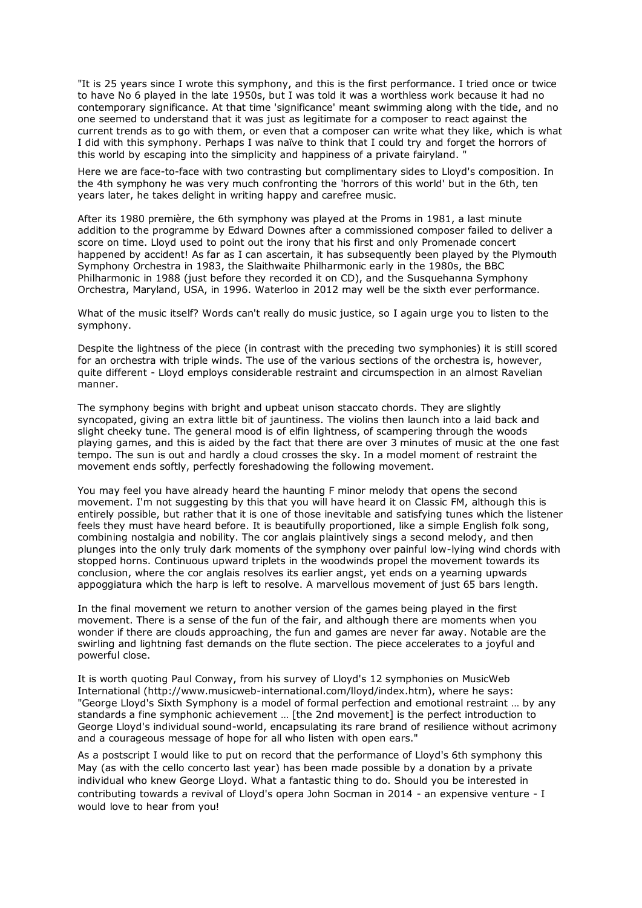"It is 25 years since I wrote this symphony, and this is the first performance. I tried once or twice to have No 6 played in the late 1950s, but I was told it was a worthless work because it had no contemporary significance. At that time 'significance' meant swimming along with the tide, and no one seemed to understand that it was just as legitimate for a composer to react against the current trends as to go with them, or even that a composer can write what they like, which is what I did with this symphony. Perhaps I was naïve to think that I could try and forget the horrors of this world by escaping into the simplicity and happiness of a private fairyland. "

Here we are face-to-face with two contrasting but complimentary sides to Lloyd's composition. In the 4th symphony he was very much confronting the 'horrors of this world' but in the 6th, ten years later, he takes delight in writing happy and carefree music.

After its 1980 première, the 6th symphony was played at the Proms in 1981, a last minute addition to the programme by Edward Downes after a commissioned composer failed to deliver a score on time. Lloyd used to point out the irony that his first and only Promenade concert happened by accident! As far as I can ascertain, it has subsequently been played by the Plymouth Symphony Orchestra in 1983, the Slaithwaite Philharmonic early in the 1980s, the BBC Philharmonic in 1988 (just before they recorded it on CD), and the Susquehanna Symphony Orchestra, Maryland, USA, in 1996. Waterloo in 2012 may well be the sixth ever performance.

What of the music itself? Words can't really do music justice, so I again urge you to listen to the symphony.

Despite the lightness of the piece (in contrast with the preceding two symphonies) it is still scored for an orchestra with triple winds. The use of the various sections of the orchestra is, however, quite different - Lloyd employs considerable restraint and circumspection in an almost Ravelian manner.

The symphony begins with bright and upbeat unison staccato chords. They are slightly syncopated, giving an extra little bit of jauntiness. The violins then launch into a laid back and slight cheeky tune. The general mood is of elfin lightness, of scampering through the woods playing games, and this is aided by the fact that there are over 3 minutes of music at the one fast tempo. The sun is out and hardly a cloud crosses the sky. In a model moment of restraint the movement ends softly, perfectly foreshadowing the following movement.

You may feel you have already heard the haunting F minor melody that opens the second movement. I'm not suggesting by this that you will have heard it on Classic FM, although this is entirely possible, but rather that it is one of those inevitable and satisfying tunes which the listener feels they must have heard before. It is beautifully proportioned, like a simple English folk song, combining nostalgia and nobility. The cor anglais plaintively sings a second melody, and then plunges into the only truly dark moments of the symphony over painful low-lying wind chords with stopped horns. Continuous upward triplets in the woodwinds propel the movement towards its conclusion, where the cor anglais resolves its earlier angst, yet ends on a yearning upwards appoggiatura which the harp is left to resolve. A marvellous movement of just 65 bars length.

In the final movement we return to another version of the games being played in the first movement. There is a sense of the fun of the fair, and although there are moments when you wonder if there are clouds approaching, the fun and games are never far away. Notable are the swirling and lightning fast demands on the flute section. The piece accelerates to a joyful and powerful close.

It is worth quoting Paul Conway, from his survey of Lloyd's 12 symphonies on MusicWeb International (http://www.musicweb-international.com/lloyd/index.htm), where he says: "George Lloyd's Sixth Symphony is a model of formal perfection and emotional restraint … by any standards a fine symphonic achievement … [the 2nd movement] is the perfect introduction to George Lloyd's individual sound-world, encapsulating its rare brand of resilience without acrimony and a courageous message of hope for all who listen with open ears."

As a postscript I would like to put on record that the performance of Lloyd's 6th symphony this May (as with the cello concerto last year) has been made possible by a donation by a private individual who knew George Lloyd. What a fantastic thing to do. Should you be interested in contributing towards a revival of Lloyd's opera John Socman in 2014 - an expensive venture - I would love to hear from you!